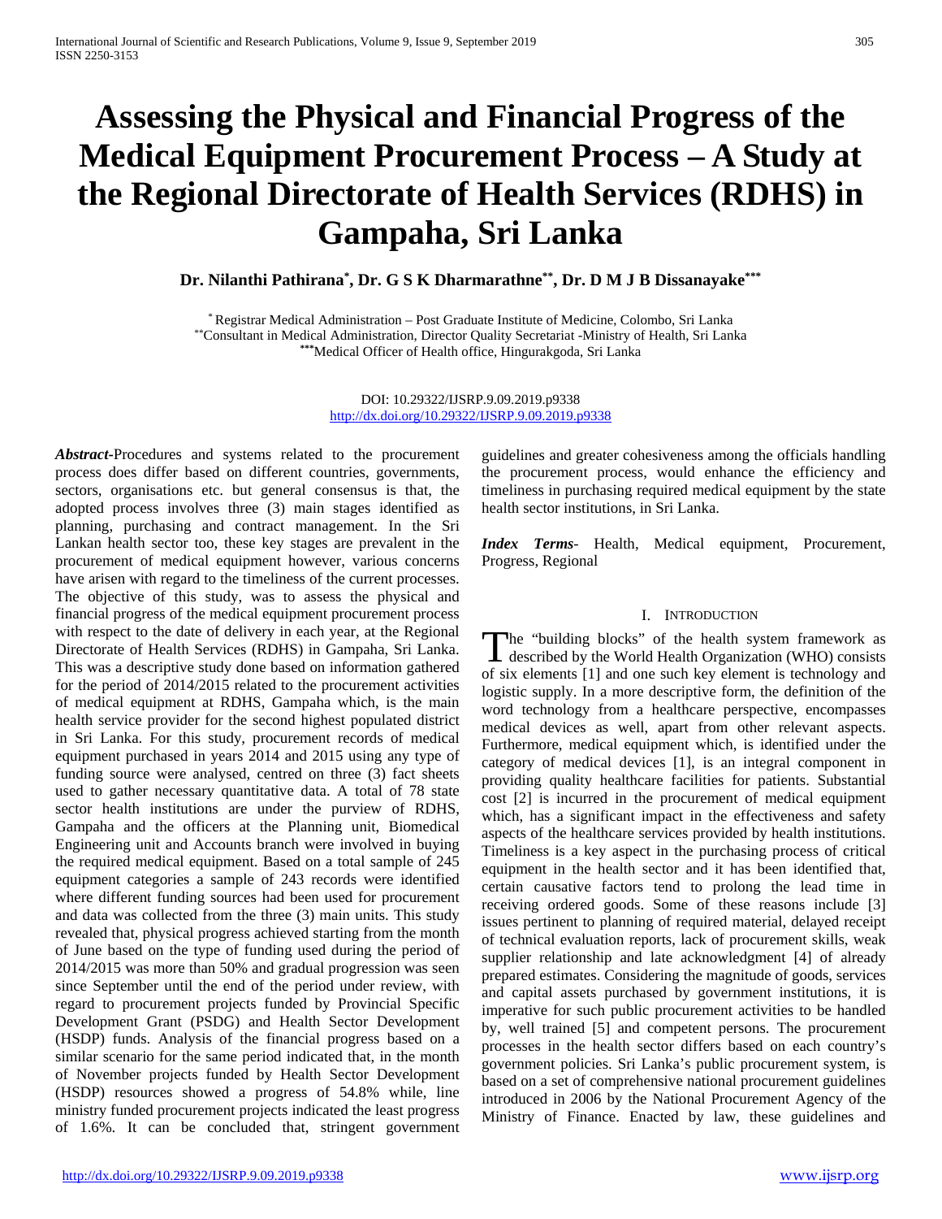# Assessing the Physical and Financial Progress of the Medical Equipment Procurement Process – A Study at the Regional Directorate of Health Services (RDHS) in Gampaha, Sri Lanka

**Dr. Nilanthi Pathirana[*], Dr. G S K Dharmarathne[**], Dr. D M J B Dissanayake[***]**

[*] Registrar Medical Administration – Post Graduate Institute of Medicine, Colombo, Sri Lanka
[**] Consultant in Medical Administration, Director Quality Secretariat -Ministry of Health, Sri Lanka
[***] Medical Officer of Health office, Hingurakgoda, Sri Lanka

DOI: 10.29322/IJSRP.9.09.2019.p9338
http://dx.doi.org/10.29322/IJSRP.9.09.2019.p9338

***Abstract*-**Procedures and systems related to the procurement process does differ based on different countries, governments, sectors, organisations etc. but general consensus is that, the adopted process involves three (3) main stages identified as planning, purchasing and contract management. In the Sri Lankan health sector too, these key stages are prevalent in the procurement of medical equipment however, various concerns have arisen with regard to the timeliness of the current processes. The objective of this study, was to assess the physical and financial progress of the medical equipment procurement process with respect to the date of delivery in each year, at the Regional Directorate of Health Services (RDHS) in Gampaha, Sri Lanka. This was a descriptive study done based on information gathered for the period of 2014/2015 related to the procurement activities of medical equipment at RDHS, Gampaha which, is the main health service provider for the second highest populated district in Sri Lanka. For this study, procurement records of medical equipment purchased in years 2014 and 2015 using any type of funding source were analysed, centred on three (3) fact sheets used to gather necessary quantitative data. A total of 78 state sector health institutions are under the purview of RDHS, Gampaha and the officers at the Planning unit, Biomedical Engineering unit and Accounts branch were involved in buying the required medical equipment. Based on a total sample of 245 equipment categories a sample of 243 records were identified where different funding sources had been used for procurement and data was collected from the three (3) main units. This study revealed that, physical progress achieved starting from the month of June based on the type of funding used during the period of 2014/2015 was more than 50% and gradual progression was seen since September until the end of the period under review, with regard to procurement projects funded by Provincial Specific Development Grant (PSDG) and Health Sector Development (HSDP) funds. Analysis of the financial progress based on a similar scenario for the same period indicated that, in the month of November projects funded by Health Sector Development (HSDP) resources showed a progress of 54.8% while, line ministry funded procurement projects indicated the least progress of 1.6%. It can be concluded that, stringent government guidelines and greater cohesiveness among the officials handling the procurement process, would enhance the efficiency and timeliness in purchasing required medical equipment by the state health sector institutions, in Sri Lanka.

***Index Terms*-** Health, Medical equipment, Procurement, Progress, Regional

## I. Introduction

The "building blocks" of the health system framework as described by the World Health Organization (WHO) consists of six elements [1] and one such key element is technology and logistic supply. In a more descriptive form, the definition of the word technology from a healthcare perspective, encompasses medical devices as well, apart from other relevant aspects. Furthermore, medical equipment which, is identified under the category of medical devices [1], is an integral component in providing quality healthcare facilities for patients. Substantial cost [2] is incurred in the procurement of medical equipment which, has a significant impact in the effectiveness and safety aspects of the healthcare services provided by health institutions. Timeliness is a key aspect in the purchasing process of critical equipment in the health sector and it has been identified that, certain causative factors tend to prolong the lead time in receiving ordered goods. Some of these reasons include [3] issues pertinent to planning of required material, delayed receipt of technical evaluation reports, lack of procurement skills, weak supplier relationship and late acknowledgment [4] of already prepared estimates. Considering the magnitude of goods, services and capital assets purchased by government institutions, it is imperative for such public procurement activities to be handled by, well trained [5] and competent persons. The procurement processes in the health sector differs based on each country's government policies. Sri Lanka's public procurement system, is based on a set of comprehensive national procurement guidelines introduced in 2006 by the National Procurement Agency of the Ministry of Finance. Enacted by law, these guidelines and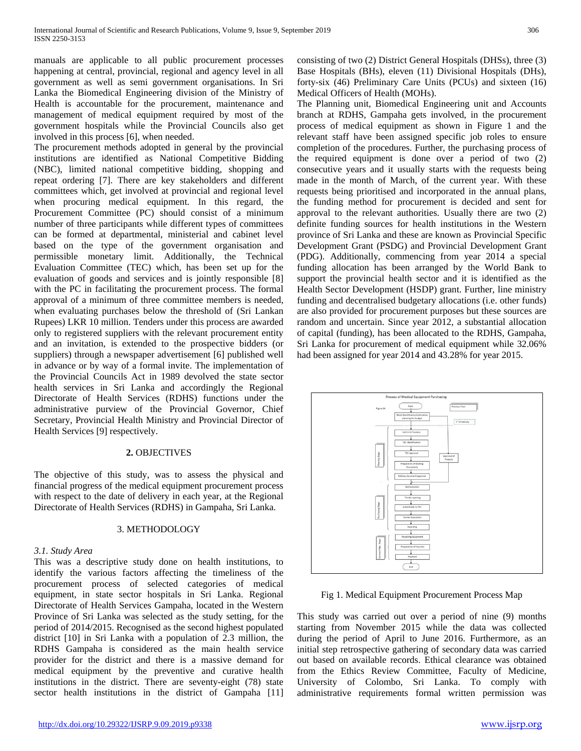manuals are applicable to all public procurement processes happening at central, provincial, regional and agency level in all government as well as semi government organisations. In Sri Lanka the Biomedical Engineering division of the Ministry of Health is accountable for the procurement, maintenance and management of medical equipment required by most of the government hospitals while the Provincial Councils also get involved in this process [6], when needed.

The procurement methods adopted in general by the provincial institutions are identified as National Competitive Bidding (NBC), limited national competitive bidding, shopping and repeat ordering [7]. There are key stakeholders and different committees which, get involved at provincial and regional level when procuring medical equipment. In this regard, the Procurement Committee (PC) should consist of a minimum number of three participants while different types of committees can be formed at departmental, ministerial and cabinet level based on the type of the government organisation and permissible monetary limit. Additionally, the Technical Evaluation Committee (TEC) which, has been set up for the evaluation of goods and services and is jointly responsible [8] with the PC in facilitating the procurement process. The formal approval of a minimum of three committee members is needed, when evaluating purchases below the threshold of (Sri Lankan Rupees) LKR 10 million. Tenders under this process are awarded only to registered suppliers with the relevant procurement entity and an invitation, is extended to the prospective bidders (or suppliers) through a newspaper advertisement [6] published well in advance or by way of a formal invite. The implementation of the Provincial Councils Act in 1989 devolved the state sector health services in Sri Lanka and accordingly the Regional Directorate of Health Services (RDHS) functions under the administrative purview of the Provincial Governor, Chief Secretary, Provincial Health Ministry and Provincial Director of Health Services [9] respectively.

## 2. OBJECTIVES

The objective of this study, was to assess the physical and financial progress of the medical equipment procurement process with respect to the date of delivery in each year, at the Regional Directorate of Health Services (RDHS) in Gampaha, Sri Lanka.

## 3. METHODOLOGY

### *3.1. Study Area*

This was a descriptive study done on health institutions, to identify the various factors affecting the timeliness of the procurement process of selected categories of medical equipment, in state sector hospitals in Sri Lanka. Regional Directorate of Health Services Gampaha, located in the Western Province of Sri Lanka was selected as the study setting, for the period of 2014/2015. Recognised as the second highest populated district [10] in Sri Lanka with a population of 2.3 million, the RDHS Gampaha is considered as the main health service provider for the district and there is a massive demand for medical equipment by the preventive and curative health institutions in the district. There are seventy-eight (78) state sector health institutions in the district of Gampaha [11] consisting of two (2) District General Hospitals (DHSs), three (3) Base Hospitals (BHs), eleven (11) Divisional Hospitals (DHs), forty-six (46) Preliminary Care Units (PCUs) and sixteen (16) Medical Officers of Health (MOHs).

The Planning unit, Biomedical Engineering unit and Accounts branch at RDHS, Gampaha gets involved, in the procurement process of medical equipment as shown in Figure 1 and the relevant staff have been assigned specific job roles to ensure completion of the procedures. Further, the purchasing process of the required equipment is done over a period of two (2) consecutive years and it usually starts with the requests being made in the month of March, of the current year. With these requests being prioritised and incorporated in the annual plans, the funding method for procurement is decided and sent for approval to the relevant authorities. Usually there are two (2) definite funding sources for health institutions in the Western province of Sri Lanka and these are known as Provincial Specific Development Grant (PSDG) and Provincial Development Grant (PDG). Additionally, commencing from year 2014 a special funding allocation has been arranged by the World Bank to support the provincial health sector and it is identified as the Health Sector Development (HSDP) grant. Further, line ministry funding and decentralised budgetary allocations (i.e. other funds) are also provided for procurement purposes but these sources are random and uncertain. Since year 2012, a substantial allocation of capital (funding), has been allocated to the RDHS, Gampaha, Sri Lanka for procurement of medical equipment while 32.06% had been assigned for year 2014 and 43.28% for year 2015.

Process of Medical Equipment Purchasing

Figure 04

Start

Previous Year

Need Identification/estimation planning for budget

1st of January

Sent in to Tenders

TEC Identification

TEC Approval

Approval of Projects

Preparation of Bidding Documents

Bidding document approval

Bid Invitation

Tender opening

Submit bids to TEC

Tender Evaluation

Awarding

Receiving Equipment

Preparation of Voucher

Payment

End

Fig 1. Medical Equipment Procurement Process Map

This study was carried out over a period of nine (9) months starting from November 2015 while the data was collected during the period of April to June 2016. Furthermore, as an initial step retrospective gathering of secondary data was carried out based on available records. Ethical clearance was obtained from the Ethics Review Committee, Faculty of Medicine, University of Colombo, Sri Lanka. To comply with administrative requirements formal written permission was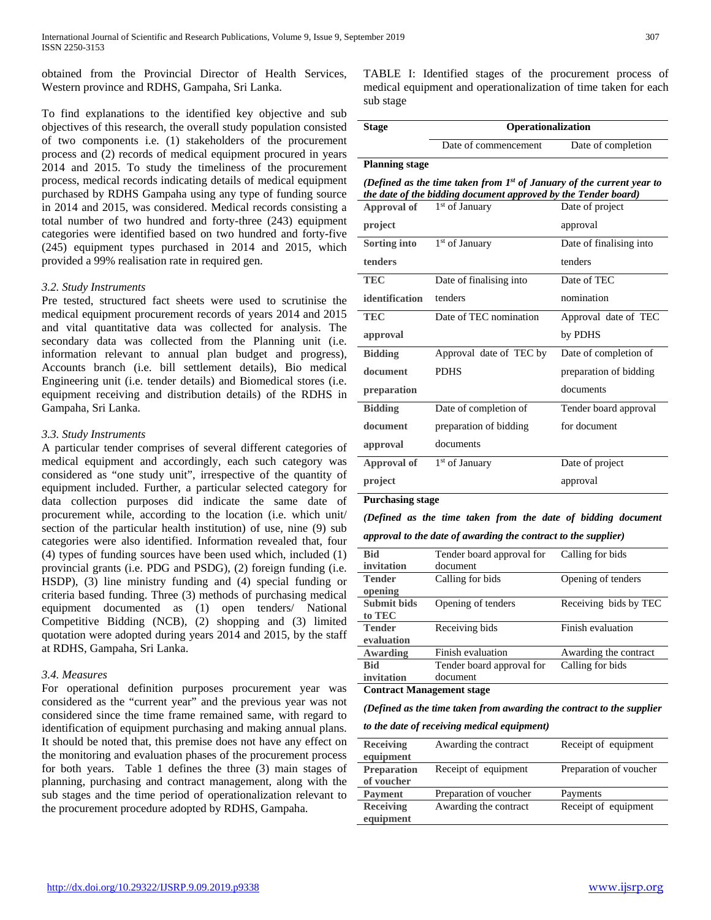obtained from the Provincial Director of Health Services, Western province and RDHS, Gampaha, Sri Lanka.

To find explanations to the identified key objective and sub objectives of this research, the overall study population consisted of two components i.e. (1) stakeholders of the procurement process and (2) records of medical equipment procured in years 2014 and 2015. To study the timeliness of the procurement process, medical records indicating details of medical equipment purchased by RDHS Gampaha using any type of funding source in 2014 and 2015, was considered. Medical records consisting a total number of two hundred and forty-three (243) equipment categories were identified based on two hundred and forty-five (245) equipment types purchased in 2014 and 2015, which provided a 99% realisation rate in required gen.

### 3.2. Study Instruments

Pre tested, structured fact sheets were used to scrutinise the medical equipment procurement records of years 2014 and 2015 and vital quantitative data was collected for analysis. The secondary data was collected from the Planning unit (i.e. information relevant to annual plan budget and progress), Accounts branch (i.e. bill settlement details), Bio medical Engineering unit (i.e. tender details) and Biomedical stores (i.e. equipment receiving and distribution details) of the RDHS in Gampaha, Sri Lanka.

### 3.3. Study Instruments

A particular tender comprises of several different categories of medical equipment and accordingly, each such category was considered as "one study unit", irrespective of the quantity of equipment included. Further, a particular selected category for data collection purposes did indicate the same date of procurement while, according to the location (i.e. which unit/ section of the particular health institution) of use, nine (9) sub categories were also identified. Information revealed that, four (4) types of funding sources have been used which, included (1) provincial grants (i.e. PDG and PSDG), (2) foreign funding (i.e. HSDP), (3) line ministry funding and (4) special funding or criteria based funding. Three (3) methods of purchasing medical equipment documented as (1) open tenders/ National Competitive Bidding (NCB), (2) shopping and (3) limited quotation were adopted during years 2014 and 2015, by the staff at RDHS, Gampaha, Sri Lanka.

### 3.4. Measures

For operational definition purposes procurement year was considered as the "current year" and the previous year was not considered since the time frame remained same, with regard to identification of equipment purchasing and making annual plans. It should be noted that, this premise does not have any effect on the monitoring and evaluation phases of the procurement process for both years. Table 1 defines the three (3) main stages of planning, purchasing and contract management, along with the sub stages and the time period of operationalization relevant to the procurement procedure adopted by RDHS, Gampaha.

TABLE I: Identified stages of the procurement process of medical equipment and operationalization of time taken for each sub stage

| **Stage** | **Operationalization** | |
|---|---|---|
| | Date of commencement | Date of completion |
| **Planning stage** | | |
| ***(Defined as the time taken from 1st of January of the current year to the date of the bidding document approved by the Tender board)*** | | |
| **Approval of project** | 1st of January | Date of project approval |
| **Sorting into tenders** | 1st of January | Date of finalising into tenders |
| **TEC identification** | Date of finalising into tenders | Date of TEC nomination |
| **TEC approval** | Date of TEC nomination | Approval date of TEC by PDHS |
| **Bidding document preparation** | Approval date of TEC by PDHS | Date of completion of preparation of bidding documents |
| **Bidding document approval** | Date of completion of preparation of bidding documents | Tender board approval for document |
| **Approval of project** | 1st of January | Date of project approval |
| **Purchasing stage** | | |
| ***(Defined as the time taken from the date of bidding document approval to the date of awarding the contract to the supplier)*** | | |
| **Bid invitation** | Tender board approval for document | Calling for bids |
| **Tender opening** | Calling for bids | Opening of tenders |
| **Submit bids to TEC** | Opening of tenders | Receiving bids by TEC |
| **Tender evaluation** | Receiving bids | Finish evaluation |
| **Awarding** | Finish evaluation | Awarding the contract |
| **Bid invitation** | Tender board approval for document | Calling for bids |
| **Contract Management stage** | | |
| ***(Defined as the time taken from awarding the contract to the supplier to the date of receiving medical equipment)*** | | |
| **Receiving equipment** | Awarding the contract | Receipt of equipment |
| **Preparation of voucher** | Receipt of equipment | Preparation of voucher |
| **Payment** | Preparation of voucher | Payments |
| **Receiving equipment** | Awarding the contract | Receipt of equipment |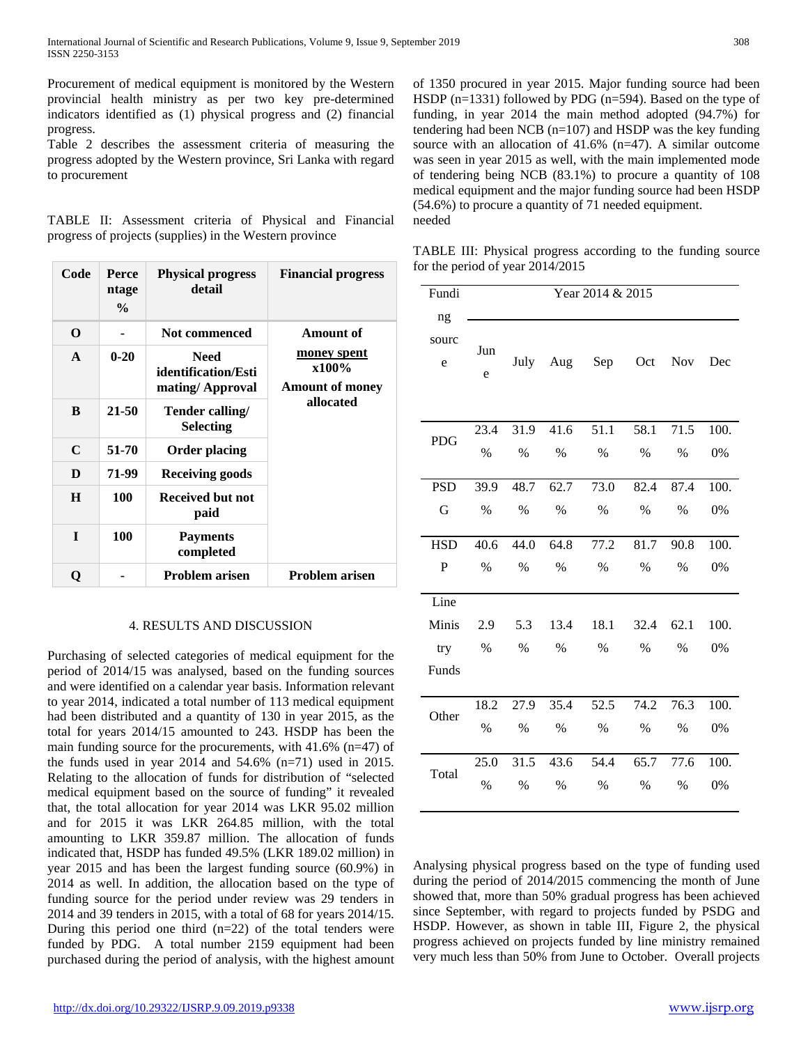Procurement of medical equipment is monitored by the Western provincial health ministry as per two key pre-determined indicators identified as (1) physical progress and (2) financial progress.

Table 2 describes the assessment criteria of measuring the progress adopted by the Western province, Sri Lanka with regard to procurement

TABLE II: Assessment criteria of Physical and Financial progress of projects (supplies) in the Western province

| Code | Percentage % | Physical progress detail | Financial progress |
|---|---|---|---|
| O | - | Not commenced | Amount of money spent x100% / Amount of money allocated |
| A | 0-20 | Need identification/Estimating/ Approval | |
| B | 21-50 | Tender calling/ Selecting | |
| C | 51-70 | Order placing | |
| D | 71-99 | Receiving goods | |
| H | 100 | Received but not paid | |
| I | 100 | Payments completed | |
| Q | - | Problem arisen | Problem arisen |

## 4. RESULTS AND DISCUSSION

Purchasing of selected categories of medical equipment for the period of 2014/15 was analysed, based on the funding sources and were identified on a calendar year basis. Information relevant to year 2014, indicated a total number of 113 medical equipment had been distributed and a quantity of 130 in year 2015, as the total for years 2014/15 amounted to 243. HSDP has been the main funding source for the procurements, with 41.6% (n=47) of the funds used in year 2014 and 54.6% (n=71) used in 2015. Relating to the allocation of funds for distribution of "selected medical equipment based on the source of funding" it revealed that, the total allocation for year 2014 was LKR 95.02 million and for 2015 it was LKR 264.85 million, with the total amounting to LKR 359.87 million. The allocation of funds indicated that, HSDP has funded 49.5% (LKR 189.02 million) in year 2015 and has been the largest funding source (60.9%) in 2014 as well. In addition, the allocation based on the type of funding source for the period under review was 29 tenders in 2014 and 39 tenders in 2015, with a total of 68 for years 2014/15. During this period one third (n=22) of the total tenders were funded by PDG. A total number 2159 equipment had been purchased during the period of analysis, with the highest amount of 1350 procured in year 2015. Major funding source had been HSDP (n=1331) followed by PDG (n=594). Based on the type of funding, in year 2014 the main method adopted (94.7%) for tendering had been NCB (n=107) and HSDP was the key funding source with an allocation of 41.6% (n=47). A similar outcome was seen in year 2015 as well, with the main implemented mode of tendering being NCB (83.1%) to procure a quantity of 108 medical equipment and the major funding source had been HSDP (54.6%) to procure a quantity of 71 needed equipment.
needed

TABLE III: Physical progress according to the funding source for the period of year 2014/2015

| Funding source | Year 2014 & 2015 | | | | | | |
|---|---|---|---|---|---|---|---|
| | June | July | Aug | Sep | Oct | Nov | Dec |
| PDG | 23.4 % | 31.9 % | 41.6 % | 51.1 % | 58.1 % | 71.5 % | 100.0% |
| PSDG | 39.9 % | 48.7 % | 62.7 % | 73.0 % | 82.4 % | 87.4 % | 100.0% |
| HSDP | 40.6 % | 44.0 % | 64.8 % | 77.2 % | 81.7 % | 90.8 % | 100.0% |
| Line Ministry Funds | 2.9 % | 5.3 % | 13.4 % | 18.1 % | 32.4 % | 62.1 % | 100.0% |
| Other | 18.2 % | 27.9 % | 35.4 % | 52.5 % | 74.2 % | 76.3 % | 100.0% |
| Total | 25.0 % | 31.5 % | 43.6 % | 54.4 % | 65.7 % | 77.6 % | 100.0% |

Analysing physical progress based on the type of funding used during the period of 2014/2015 commencing the month of June showed that, more than 50% gradual progress has been achieved since September, with regard to projects funded by PSDG and HSDP. However, as shown in table III, Figure 2, the physical progress achieved on projects funded by line ministry remained very much less than 50% from June to October. Overall projects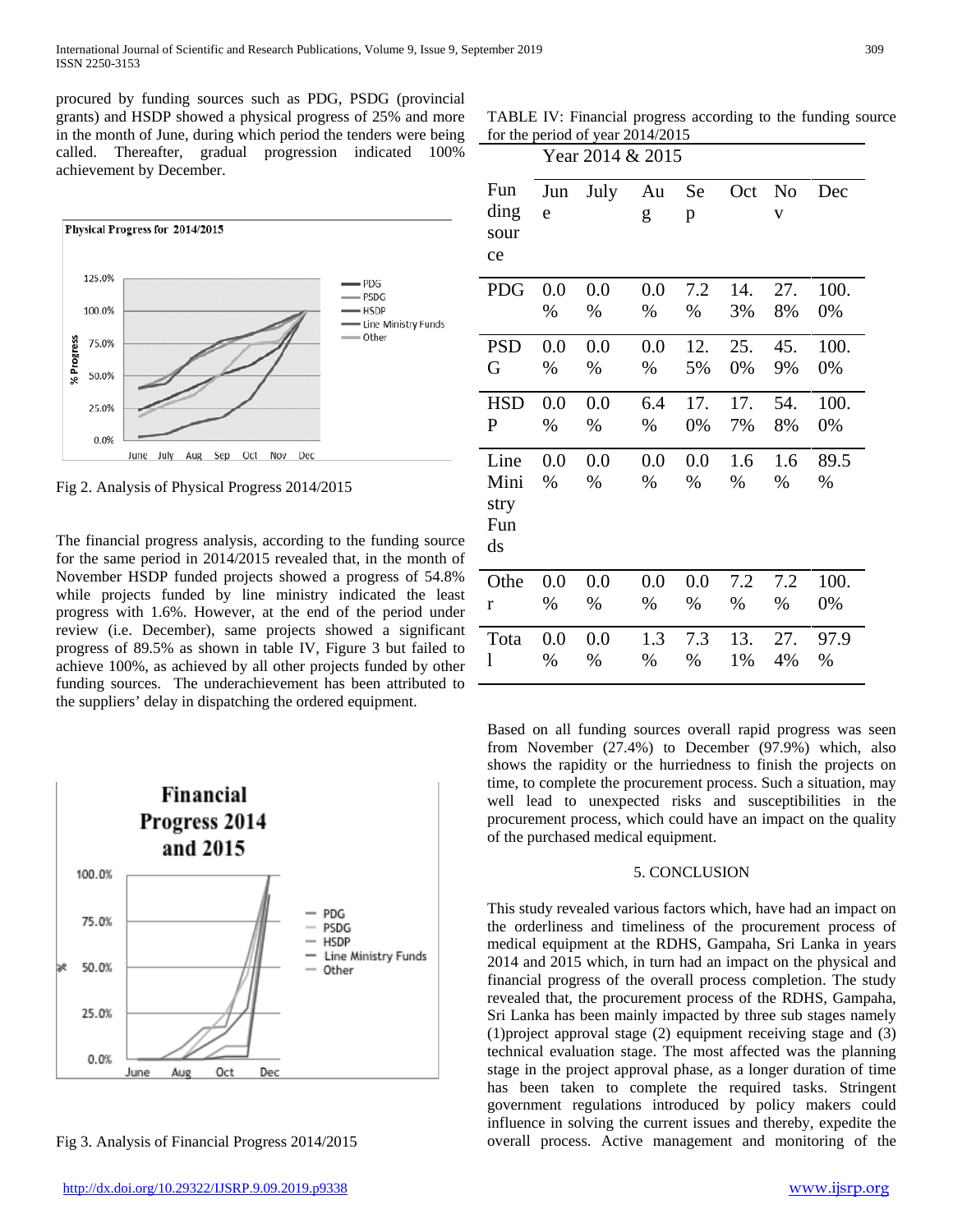procured by funding sources such as PDG, PSDG (provincial grants) and HSDP showed a physical progress of 25% and more in the month of June, during which period the tenders were being called. Thereafter, gradual progression indicated 100% achievement by December.

Physical Progress for 2014/2015

125.0%
100.0%
75.0%
50.0%
25.0%
0.0%
% Progress
June July Aug Sep Oct Nov Dec
PDG
PSDG
HSDP
Line Ministry Funds
Other

Fig 2. Analysis of Physical Progress 2014/2015

The financial progress analysis, according to the funding source for the same period in 2014/2015 revealed that, in the month of November HSDP funded projects showed a progress of 54.8% while projects funded by line ministry indicated the least progress with 1.6%. However, at the end of the period under review (i.e. December), same projects showed a significant progress of 89.5% as shown in table IV, Figure 3 but failed to achieve 100%, as achieved by all other projects funded by other funding sources. The underachievement has been attributed to the suppliers' delay in dispatching the ordered equipment.

Financial Progress 2014 and 2015

100.0%
75.0%
50.0%
25.0%
0.0%
%
June Aug Oct Dec
PDG
PSDG
HSDP
Line Ministry Funds
Other

Fig 3. Analysis of Financial Progress 2014/2015

TABLE IV: Financial progress according to the funding source for the period of year 2014/2015

| Funding source | Year 2014 & 2015 | | | | | | |
|---|---|---|---|---|---|---|---|
| | June | July | Aug | Sep | Oct | Nov | Dec |
| PDG | 0.0 % | 0.0 % | 0.0 % | 7.2 % | 14.3% | 27.8% | 100.0% |
| PSDG | 0.0 % | 0.0 % | 0.0 % | 12.5% | 25.0% | 45.9% | 100.0% |
| HSDP | 0.0 % | 0.0 % | 6.4 % | 17.0% | 17.7% | 54.8% | 100.0% |
| Line Ministry Funds | 0.0 % | 0.0 % | 0.0 % | 0.0 % | 1.6 % | 1.6 % | 89.5 % |
| Other | 0.0 % | 0.0 % | 0.0 % | 0.0 % | 7.2 % | 7.2 % | 100.0% |
| Total | 0.0 % | 0.0 % | 1.3 % | 7.3 % | 13.1% | 27.4% | 97.9 % |

Based on all funding sources overall rapid progress was seen from November (27.4%) to December (97.9%) which, also shows the rapidity or the hurriedness to finish the projects on time, to complete the procurement process. Such a situation, may well lead to unexpected risks and susceptibilities in the procurement process, which could have an impact on the quality of the purchased medical equipment.

## 5. CONCLUSION

This study revealed various factors which, have had an impact on the orderliness and timeliness of the procurement process of medical equipment at the RDHS, Gampaha, Sri Lanka in years 2014 and 2015 which, in turn had an impact on the physical and financial progress of the overall process completion. The study revealed that, the procurement process of the RDHS, Gampaha, Sri Lanka has been mainly impacted by three sub stages namely (1)project approval stage (2) equipment receiving stage and (3) technical evaluation stage. The most affected was the planning stage in the project approval phase, as a longer duration of time has been taken to complete the required tasks. Stringent government regulations introduced by policy makers could influence in solving the current issues and thereby, expedite the overall process. Active management and monitoring of the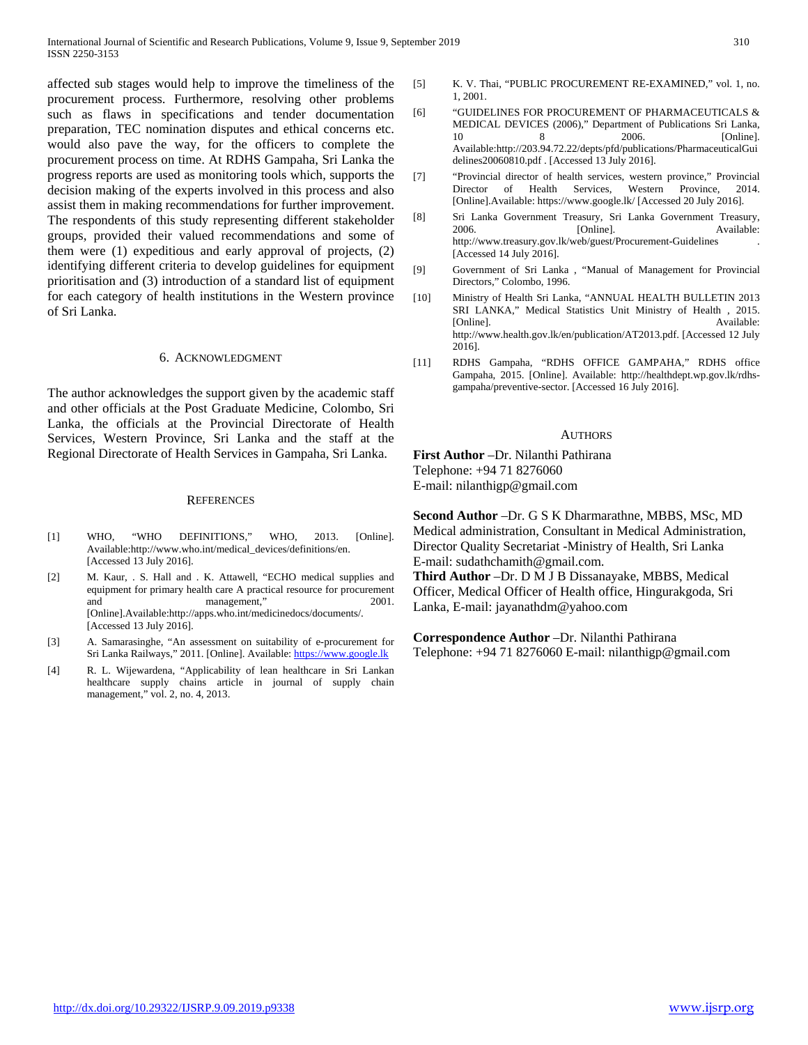affected sub stages would help to improve the timeliness of the procurement process. Furthermore, resolving other problems such as flaws in specifications and tender documentation preparation, TEC nomination disputes and ethical concerns etc. would also pave the way, for the officers to complete the procurement process on time. At RDHS Gampaha, Sri Lanka the progress reports are used as monitoring tools which, supports the decision making of the experts involved in this process and also assist them in making recommendations for further improvement. The respondents of this study representing different stakeholder groups, provided their valued recommendations and some of them were (1) expeditious and early approval of projects, (2) identifying different criteria to develop guidelines for equipment prioritisation and (3) introduction of a standard list of equipment for each category of health institutions in the Western province of Sri Lanka.

## 6. Acknowledgment

The author acknowledges the support given by the academic staff and other officials at the Post Graduate Medicine, Colombo, Sri Lanka, the officials at the Provincial Directorate of Health Services, Western Province, Sri Lanka and the staff at the Regional Directorate of Health Services in Gampaha, Sri Lanka.

## References

[1] WHO, "WHO DEFINITIONS," WHO, 2013. [Online]. Available:http://www.who.int/medical_devices/definitions/en. [Accessed 13 July 2016].

[2] M. Kaur, . S. Hall and . K. Attawell, "ECHO medical supplies and equipment for primary health care A practical resource for procurement and management," 2001. [Online].Available:http://apps.who.int/medicinedocs/documents/. [Accessed 13 July 2016].

[3] A. Samarasinghe, "An assessment on suitability of e-procurement for Sri Lanka Railways," 2011. [Online]. Available: https://www.google.lk

[4] R. L. Wijewardena, "Applicability of lean healthcare in Sri Lankan healthcare supply chains article in journal of supply chain management," vol. 2, no. 4, 2013.

[5] K. V. Thai, "PUBLIC PROCUREMENT RE-EXAMINED," vol. 1, no. 1, 2001.

[6] "GUIDELINES FOR PROCUREMENT OF PHARMACEUTICALS & MEDICAL DEVICES (2006)," Department of Publications Sri Lanka, 10 8 2006. [Online]. Available:http://203.94.72.22/depts/pfd/publications/PharmaceuticalGuidelines20060810.pdf . [Accessed 13 July 2016].

[7] "Provincial director of health services, western province," Provincial Director of Health Services, Western Province, 2014. [Online].Available: https://www.google.lk/ [Accessed 20 July 2016].

[8] Sri Lanka Government Treasury, Sri Lanka Government Treasury, 2006. [Online]. Available: http://www.treasury.gov.lk/web/guest/Procurement-Guidelines . [Accessed 14 July 2016].

[9] Government of Sri Lanka , "Manual of Management for Provincial Directors," Colombo, 1996.

[10] Ministry of Health Sri Lanka, "ANNUAL HEALTH BULLETIN 2013 SRI LANKA," Medical Statistics Unit Ministry of Health , 2015. [Online]. Available: http://www.health.gov.lk/en/publication/AT2013.pdf. [Accessed 12 July 2016].

[11] RDHS Gampaha, "RDHS OFFICE GAMPAHA," RDHS office Gampaha, 2015. [Online]. Available: http://healthdept.wp.gov.lk/rdhs-gampaha/preventive-sector. [Accessed 16 July 2016].

## Authors

**First Author** –Dr. Nilanthi Pathirana
Telephone: +94 71 8276060
E-mail: nilanthigp@gmail.com

**Second Author** –Dr. G S K Dharmarathne, MBBS, MSc, MD Medical administration, Consultant in Medical Administration, Director Quality Secretariat -Ministry of Health, Sri Lanka
E-mail: sudathchamith@gmail.com.

**Third Author** –Dr. D M J B Dissanayake, MBBS, Medical Officer, Medical Officer of Health office, Hingurakgoda, Sri Lanka, E-mail: jayanathdm@yahoo.com

**Correspondence Author** –Dr. Nilanthi Pathirana
Telephone: +94 71 8276060 E-mail: nilanthigp@gmail.com